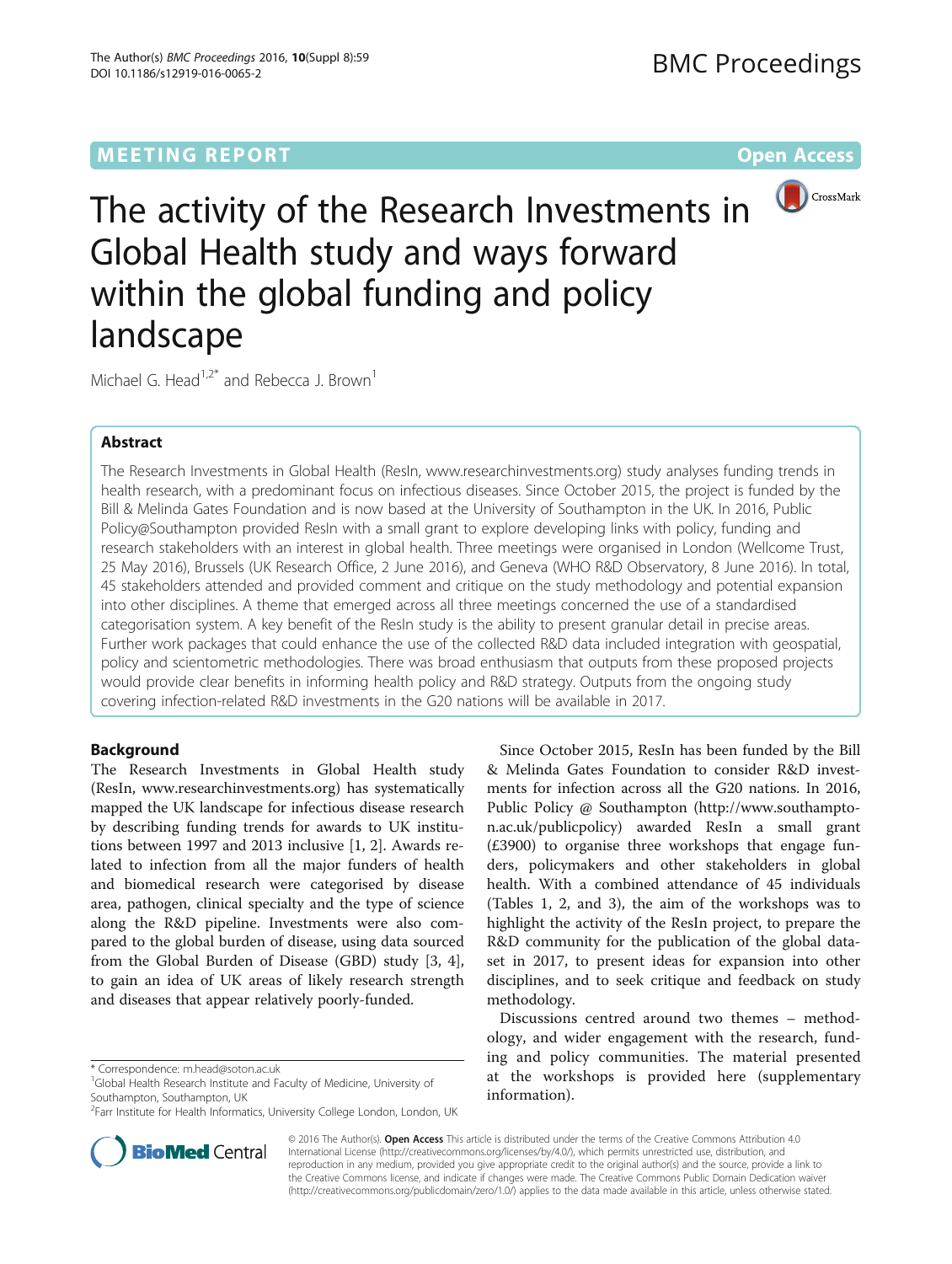MEETING REPORT

Open Access

# The activity of the Research Investments in Global Health study and ways forward within the global funding and policy landscape

Michael G. Head[1,2*] and Rebecca J. Brown[1]

## Abstract

The Research Investments in Global Health (ResIn, www.researchinvestments.org) study analyses funding trends in health research, with a predominant focus on infectious diseases. Since October 2015, the project is funded by the Bill & Melinda Gates Foundation and is now based at the University of Southampton in the UK. In 2016, Public Policy@Southampton provided ResIn with a small grant to explore developing links with policy, funding and research stakeholders with an interest in global health. Three meetings were organised in London (Wellcome Trust, 25 May 2016), Brussels (UK Research Office, 2 June 2016), and Geneva (WHO R&D Observatory, 8 June 2016). In total, 45 stakeholders attended and provided comment and critique on the study methodology and potential expansion into other disciplines. A theme that emerged across all three meetings concerned the use of a standardised categorisation system. A key benefit of the ResIn study is the ability to present granular detail in precise areas. Further work packages that could enhance the use of the collected R&D data included integration with geospatial, policy and scientometric methodologies. There was broad enthusiasm that outputs from these proposed projects would provide clear benefits in informing health policy and R&D strategy. Outputs from the ongoing study covering infection-related R&D investments in the G20 nations will be available in 2017.

## Background

The Research Investments in Global Health study (ResIn, www.researchinvestments.org) has systematically mapped the UK landscape for infectious disease research by describing funding trends for awards to UK institutions between 1997 and 2013 inclusive [1, 2]. Awards related to infection from all the major funders of health and biomedical research were categorised by disease area, pathogen, clinical specialty and the type of science along the R&D pipeline. Investments were also compared to the global burden of disease, using data sourced from the Global Burden of Disease (GBD) study [3, 4], to gain an idea of UK areas of likely research strength and diseases that appear relatively poorly-funded.

Since October 2015, ResIn has been funded by the Bill & Melinda Gates Foundation to consider R&D investments for infection across all the G20 nations. In 2016, Public Policy @ Southampton (http://www.southampton.ac.uk/publicpolicy) awarded ResIn a small grant (£3900) to organise three workshops that engage funders, policymakers and other stakeholders in global health. With a combined attendance of 45 individuals (Tables 1, 2, and 3), the aim of the workshops was to highlight the activity of the ResIn project, to prepare the R&D community for the publication of the global dataset in 2017, to present ideas for expansion into other disciplines, and to seek critique and feedback on study methodology.

Discussions centred around two themes – methodology, and wider engagement with the research, funding and policy communities. The material presented at the workshops is provided here (supplementary information).

\* Correspondence: m.head@soton.ac.uk
[1]Global Health Research Institute and Faculty of Medicine, University of Southampton, Southampton, UK
[2]Farr Institute for Health Informatics, University College London, London, UK

© 2016 The Author(s). **Open Access** This article is distributed under the terms of the Creative Commons Attribution 4.0 International License (http://creativecommons.org/licenses/by/4.0/), which permits unrestricted use, distribution, and reproduction in any medium, provided you give appropriate credit to the original author(s) and the source, provide a link to the Creative Commons license, and indicate if changes were made. The Creative Commons Public Domain Dedication waiver (http://creativecommons.org/publicdomain/zero/1.0/) applies to the data made available in this article, unless otherwise stated.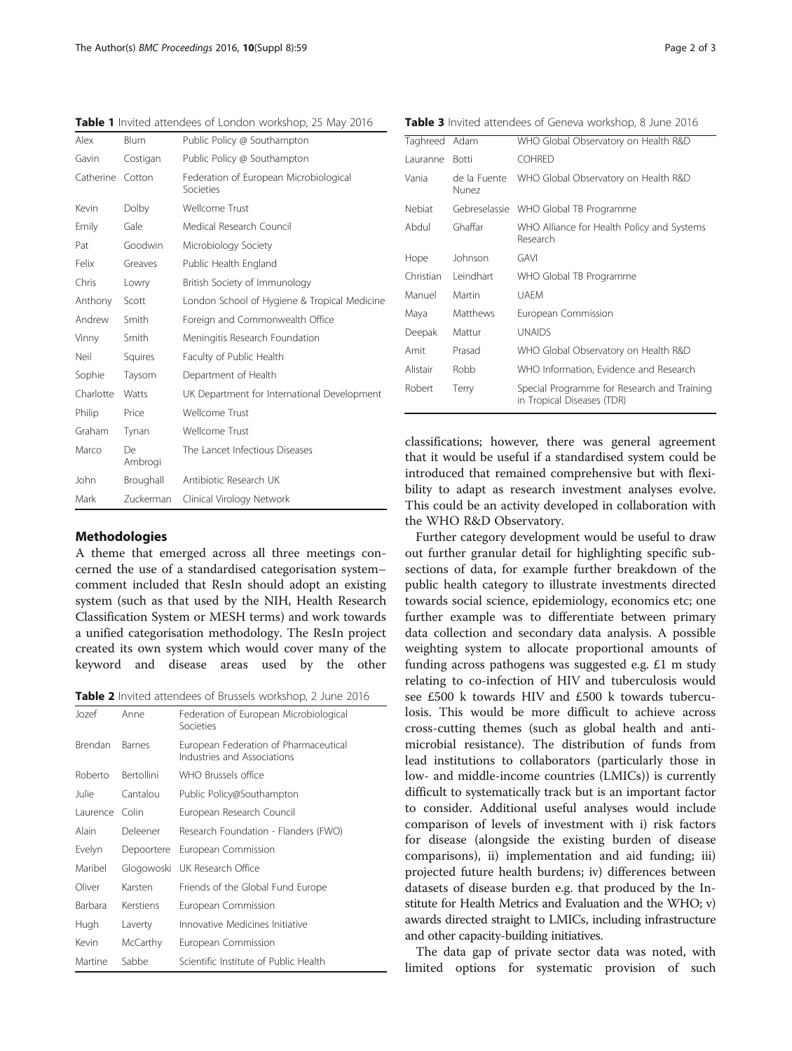**Table 1** Invited attendees of London workshop, 25 May 2016

| | | |
|---|---|---|
| Alex | Blum | Public Policy @ Southampton |
| Gavin | Costigan | Public Policy @ Southampton |
| Catherine | Cotton | Federation of European Microbiological Societies |
| Kevin | Dolby | Wellcome Trust |
| Emily | Gale | Medical Research Council |
| Pat | Goodwin | Microbiology Society |
| Felix | Greaves | Public Health England |
| Chris | Lowry | British Society of Immunology |
| Anthony | Scott | London School of Hygiene & Tropical Medicine |
| Andrew | Smith | Foreign and Commonwealth Office |
| Vinny | Smith | Meningitis Research Foundation |
| Neil | Squires | Faculty of Public Health |
| Sophie | Taysom | Department of Health |
| Charlotte | Watts | UK Department for International Development |
| Philip | Price | Wellcome Trust |
| Graham | Tynan | Wellcome Trust |
| Marco | De Ambrogi | The Lancet Infectious Diseases |
| John | Broughall | Antibiotic Research UK |
| Mark | Zuckerman | Clinical Virology Network |

## Methodologies

A theme that emerged across all three meetings concerned the use of a standardised categorisation system– comment included that ResIn should adopt an existing system (such as that used by the NIH, Health Research Classification System or MESH terms) and work towards a unified categorisation methodology. The ResIn project created its own system which would cover many of the keyword and disease areas used by the other classifications; however, there was general agreement that it would be useful if a standardised system could be introduced that remained comprehensive but with flexibility to adapt as research investment analyses evolve. This could be an activity developed in collaboration with the WHO R&D Observatory.

**Table 2** Invited attendees of Brussels workshop, 2 June 2016

| | | |
|---|---|---|
| Jozef | Anne | Federation of European Microbiological Societies |
| Brendan | Barnes | European Federation of Pharmaceutical Industries and Associations |
| Roberto | Bertollini | WHO Brussels office |
| Julie | Cantalou | Public Policy@Southampton |
| Laurence | Colin | European Research Council |
| Alain | Deleener | Research Foundation - Flanders (FWO) |
| Evelyn | Depoortere | European Commission |
| Maribel | Glogowoski | UK Research Office |
| Oliver | Karsten | Friends of the Global Fund Europe |
| Barbara | Kerstiens | European Commission |
| Hugh | Laverty | Innovative Medicines Initiative |
| Kevin | McCarthy | European Commission |
| Martine | Sabbe | Scientific Institute of Public Health |

**Table 3** Invited attendees of Geneva workshop, 8 June 2016

| | | |
|---|---|---|
| Taghreed | Adam | WHO Global Observatory on Health R&D |
| Lauranne | Botti | COHRED |
| Vania | de la Fuente Nunez | WHO Global Observatory on Health R&D |
| Nebiat | Gebreselassie | WHO Global TB Programme |
| Abdul | Ghaffar | WHO Alliance for Health Policy and Systems Research |
| Hope | Johnson | GAVI |
| Christian | Leindhart | WHO Global TB Programme |
| Manuel | Martin | UAEM |
| Maya | Matthews | European Commission |
| Deepak | Mattur | UNAIDS |
| Amit | Prasad | WHO Global Observatory on Health R&D |
| Alistair | Robb | WHO Information, Evidence and Research |
| Robert | Terry | Special Programme for Research and Training in Tropical Diseases (TDR) |

Further category development would be useful to draw out further granular detail for highlighting specific subsections of data, for example further breakdown of the public health category to illustrate investments directed towards social science, epidemiology, economics etc; one further example was to differentiate between primary data collection and secondary data analysis. A possible weighting system to allocate proportional amounts of funding across pathogens was suggested e.g. £1 m study relating to co-infection of HIV and tuberculosis would see £500 k towards HIV and £500 k towards tuberculosis. This would be more difficult to achieve across cross-cutting themes (such as global health and antimicrobial resistance). The distribution of funds from lead institutions to collaborators (particularly those in low- and middle-income countries (LMICs)) is currently difficult to systematically track but is an important factor to consider. Additional useful analyses would include comparison of levels of investment with i) risk factors for disease (alongside the existing burden of disease comparisons), ii) implementation and aid funding; iii) projected future health burdens; iv) differences between datasets of disease burden e.g. that produced by the Institute for Health Metrics and Evaluation and the WHO; v) awards directed straight to LMICs, including infrastructure and other capacity-building initiatives.

The data gap of private sector data was noted, with limited options for systematic provision of such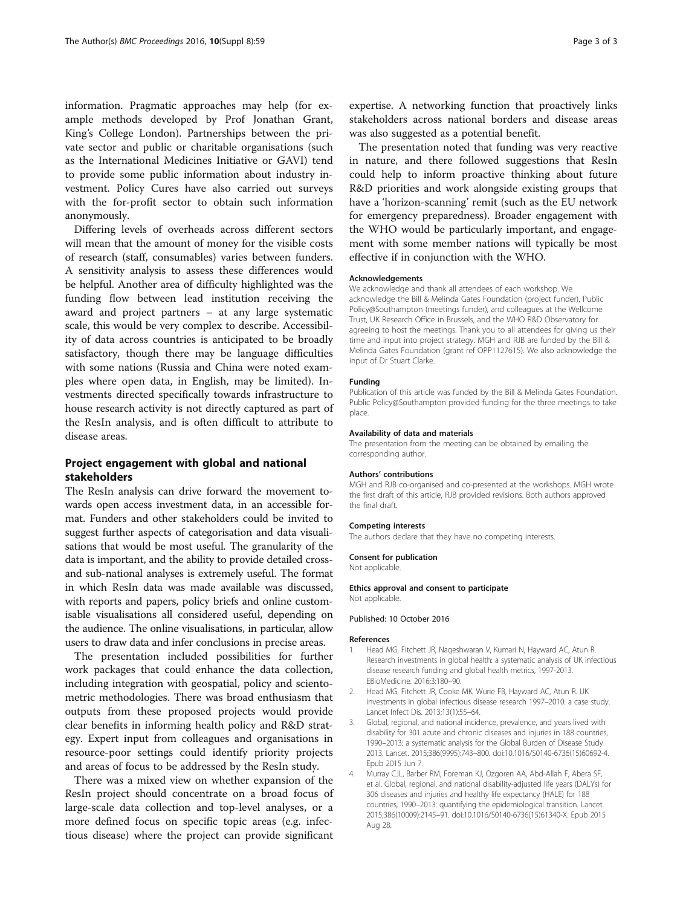information. Pragmatic approaches may help (for example methods developed by Prof Jonathan Grant, King's College London). Partnerships between the private sector and public or charitable organisations (such as the International Medicines Initiative or GAVI) tend to provide some public information about industry investment. Policy Cures have also carried out surveys with the for-profit sector to obtain such information anonymously.

Differing levels of overheads across different sectors will mean that the amount of money for the visible costs of research (staff, consumables) varies between funders. A sensitivity analysis to assess these differences would be helpful. Another area of difficulty highlighted was the funding flow between lead institution receiving the award and project partners – at any large systematic scale, this would be very complex to describe. Accessibility of data across countries is anticipated to be broadly satisfactory, though there may be language difficulties with some nations (Russia and China were noted examples where open data, in English, may be limited). Investments directed specifically towards infrastructure to house research activity is not directly captured as part of the ResIn analysis, and is often difficult to attribute to disease areas.

## Project engagement with global and national stakeholders

The ResIn analysis can drive forward the movement towards open access investment data, in an accessible format. Funders and other stakeholders could be invited to suggest further aspects of categorisation and data visualisations that would be most useful. The granularity of the data is important, and the ability to provide detailed cross- and sub-national analyses is extremely useful. The format in which ResIn data was made available was discussed, with reports and papers, policy briefs and online customisable visualisations all considered useful, depending on the audience. The online visualisations, in particular, allow users to draw data and infer conclusions in precise areas.

The presentation included possibilities for further work packages that could enhance the data collection, including integration with geospatial, policy and scientometric methodologies. There was broad enthusiasm that outputs from these proposed projects would provide clear benefits in informing health policy and R&D strategy. Expert input from colleagues and organisations in resource-poor settings could identify priority projects and areas of focus to be addressed by the ResIn study.

There was a mixed view on whether expansion of the ResIn project should concentrate on a broad focus of large-scale data collection and top-level analyses, or a more defined focus on specific topic areas (e.g. infectious disease) where the project can provide significant expertise. A networking function that proactively links stakeholders across national borders and disease areas was also suggested as a potential benefit.

The presentation noted that funding was very reactive in nature, and there followed suggestions that ResIn could help to inform proactive thinking about future R&D priorities and work alongside existing groups that have a 'horizon-scanning' remit (such as the EU network for emergency preparedness). Broader engagement with the WHO would be particularly important, and engagement with some member nations will typically be most effective if in conjunction with the WHO.

#### Acknowledgements

We acknowledge and thank all attendees of each workshop. We acknowledge the Bill & Melinda Gates Foundation (project funder), Public Policy@Southampton (meetings funder), and colleagues at the Wellcome Trust, UK Research Office in Brussels, and the WHO R&D Observatory for agreeing to host the meetings. Thank you to all attendees for giving us their time and input into project strategy. MGH and RJB are funded by the Bill & Melinda Gates Foundation (grant ref OPP1127615). We also acknowledge the input of Dr Stuart Clarke.

#### Funding

Publication of this article was funded by the Bill & Melinda Gates Foundation. Public Policy@Southampton provided funding for the three meetings to take place.

#### Availability of data and materials

The presentation from the meeting can be obtained by emailing the corresponding author.

#### Authors' contributions

MGH and RJB co-organised and co-presented at the workshops. MGH wrote the first draft of this article, RJB provided revisions. Both authors approved the final draft.

#### Competing interests

The authors declare that they have no competing interests.

#### Consent for publication

Not applicable.

#### Ethics approval and consent to participate

Not applicable.

Published: 10 October 2016

#### References

1. Head MG, Fitchett JR, Nageshwaran V, Kumari N, Hayward AC, Atun R. Research investments in global health: a systematic analysis of UK infectious disease research funding and global health metrics, 1997-2013. EBioMedicine. 2016;3:180–90.
2. Head MG, Fitchett JR, Cooke MK, Wurie FB, Hayward AC, Atun R. UK investments in global infectious disease research 1997–2010: a case study. Lancet Infect Dis. 2013;13(1):55–64.
3. Global, regional, and national incidence, prevalence, and years lived with disability for 301 acute and chronic diseases and injuries in 188 countries, 1990–2013: a systematic analysis for the Global Burden of Disease Study 2013. Lancet. 2015;386(9995):743–800. doi:10.1016/S0140-6736(15)60692-4. Epub 2015 Jun 7.
4. Murray CJL, Barber RM, Foreman KJ, Ozgoren AA, Abd-Allah F, Abera SF, et al. Global, regional, and national disability-adjusted life years (DALYs) for 306 diseases and injuries and healthy life expectancy (HALE) for 188 countries, 1990–2013: quantifying the epidemiological transition. Lancet. 2015;386(10009):2145–91. doi:10.1016/S0140-6736(15)61340-X. Epub 2015 Aug 28.